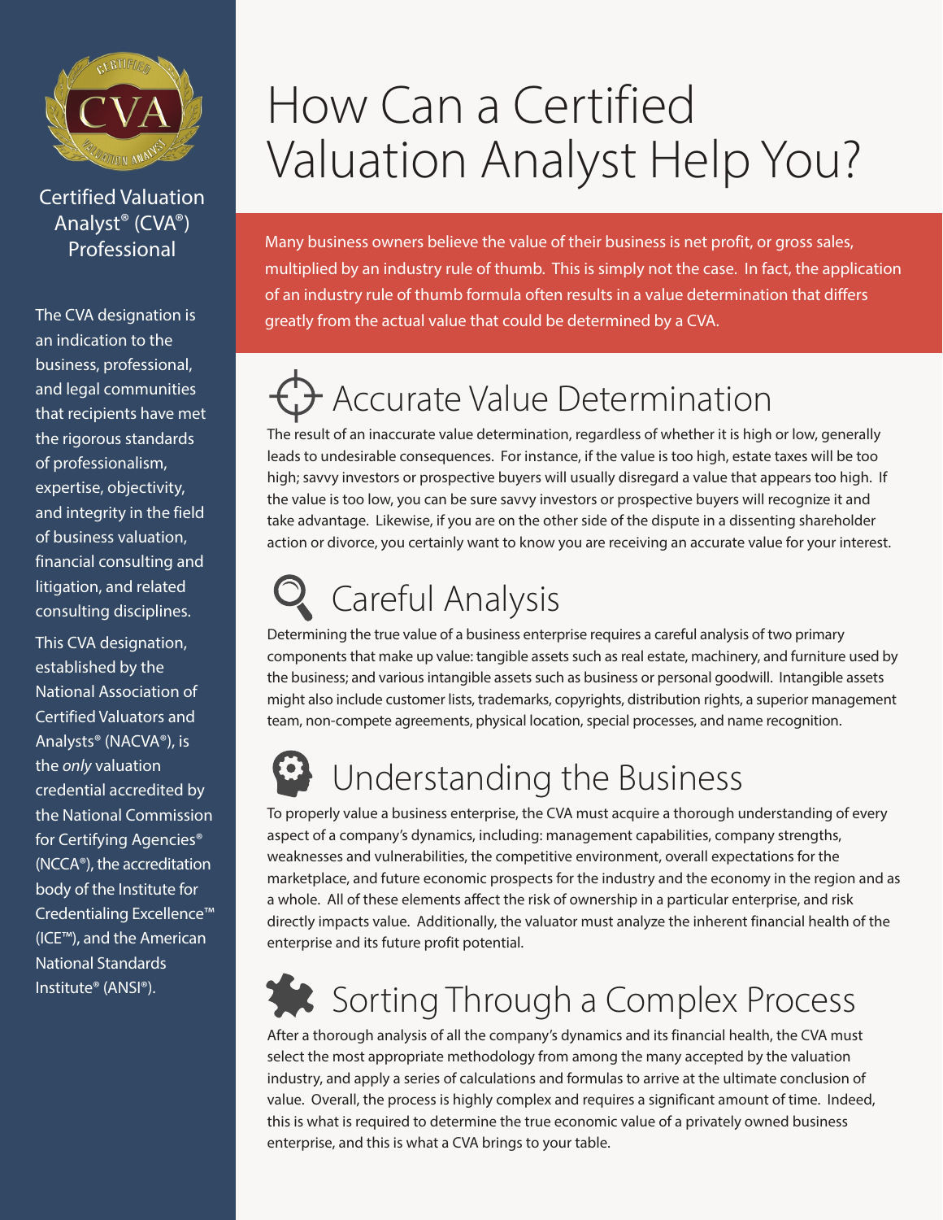Certified Valuation Analyst® (CVA®) Professional

The CVA designation is an indication to the business, professional, and legal communities that recipients have met the rigorous standards of professionalism, expertise, objectivity, and integrity in the field of business valuation, financial consulting and litigation, and related consulting disciplines.

This CVA designation, established by the National Association of Certified Valuators and Analysts® (NACVA®), is the *only* valuation credential accredited by the National Commission for Certifying Agencies® (NCCA®), the accreditation body of the Institute for Credentialing Excellence™ (ICE™), and the American National Standards Institute® (ANSI®).

# How Can a Certified Valuation Analyst Help You?

Many business owners believe the value of their business is net profit, or gross sales, multiplied by an industry rule of thumb. This is simply not the case. In fact, the application of an industry rule of thumb formula often results in a value determination that differs greatly from the actual value that could be determined by a CVA.

## Accurate Value Determination

The result of an inaccurate value determination, regardless of whether it is high or low, generally leads to undesirable consequences. For instance, if the value is too high, estate taxes will be too high; savvy investors or prospective buyers will usually disregard a value that appears too high. If the value is too low, you can be sure savvy investors or prospective buyers will recognize it and take advantage. Likewise, if you are on the other side of the dispute in a dissenting shareholder action or divorce, you certainly want to know you are receiving an accurate value for your interest.

## Careful Analysis

Determining the true value of a business enterprise requires a careful analysis of two primary components that make up value: tangible assets such as real estate, machinery, and furniture used by the business; and various intangible assets such as business or personal goodwill. Intangible assets might also include customer lists, trademarks, copyrights, distribution rights, a superior management team, non-compete agreements, physical location, special processes, and name recognition.

## Understanding the Business

To properly value a business enterprise, the CVA must acquire a thorough understanding of every aspect of a company's dynamics, including: management capabilities, company strengths, weaknesses and vulnerabilities, the competitive environment, overall expectations for the marketplace, and future economic prospects for the industry and the economy in the region and as a whole. All of these elements affect the risk of ownership in a particular enterprise, and risk directly impacts value. Additionally, the valuator must analyze the inherent financial health of the enterprise and its future profit potential.

## Sorting Through a Complex Process

After a thorough analysis of all the company's dynamics and its financial health, the CVA must select the most appropriate methodology from among the many accepted by the valuation industry, and apply a series of calculations and formulas to arrive at the ultimate conclusion of value. Overall, the process is highly complex and requires a significant amount of time. Indeed, this is what is required to determine the true economic value of a privately owned business enterprise, and this is what a CVA brings to your table.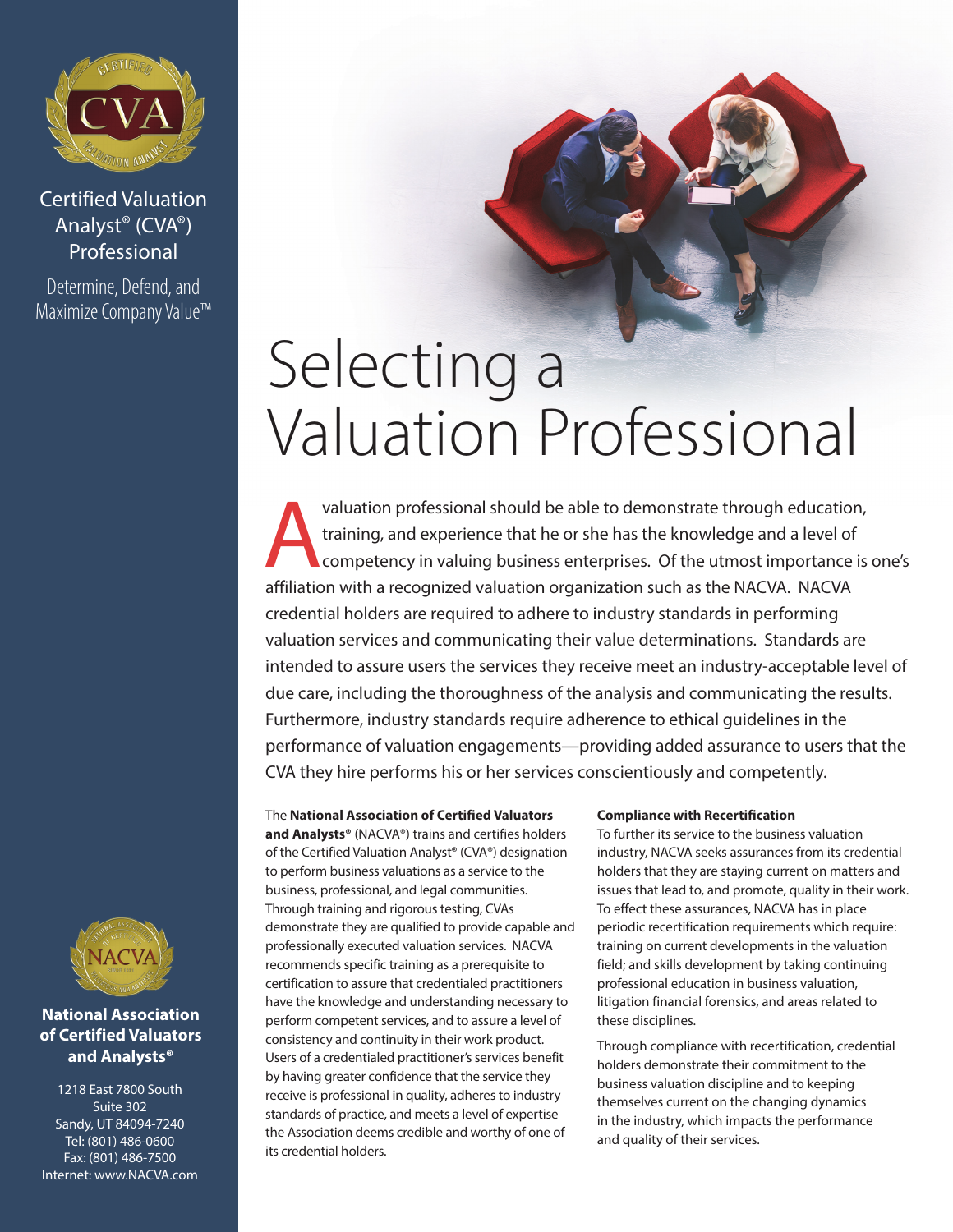Certified Valuation Analyst® (CVA®) Professional

Determine, Defend, and Maximize Company Value™

# Selecting a Valuation Professional

A valuation professional should be able to demonstrate through education, training, and experience that he or she has the knowledge and a level of competency in valuing business enterprises. Of the utmost importance is one's affiliation with a recognized valuation organization such as the NACVA. NACVA credential holders are required to adhere to industry standards in performing valuation services and communicating their value determinations. Standards are intended to assure users the services they receive meet an industry-acceptable level of due care, including the thoroughness of the analysis and communicating the results. Furthermore, industry standards require adherence to ethical guidelines in the performance of valuation engagements—providing added assurance to users that the CVA they hire performs his or her services conscientiously and competently.

The **National Association of Certified Valuators and Analysts®** (NACVA®) trains and certifies holders of the Certified Valuation Analyst® (CVA®) designation to perform business valuations as a service to the business, professional, and legal communities. Through training and rigorous testing, CVAs demonstrate they are qualified to provide capable and professionally executed valuation services. NACVA recommends specific training as a prerequisite to certification to assure that credentialed practitioners have the knowledge and understanding necessary to perform competent services, and to assure a level of consistency and continuity in their work product. Users of a credentialed practitioner's services benefit by having greater confidence that the service they receive is professional in quality, adheres to industry standards of practice, and meets a level of expertise the Association deems credible and worthy of one of its credential holders.

**Compliance with Recertification**

To further its service to the business valuation industry, NACVA seeks assurances from its credential holders that they are staying current on matters and issues that lead to, and promote, quality in their work. To effect these assurances, NACVA has in place periodic recertification requirements which require: training on current developments in the valuation field; and skills development by taking continuing professional education in business valuation, litigation financial forensics, and areas related to these disciplines.

Through compliance with recertification, credential holders demonstrate their commitment to the business valuation discipline and to keeping themselves current on the changing dynamics in the industry, which impacts the performance and quality of their services.

**National Association of Certified Valuators and Analysts®**

1218 East 7800 South
Suite 302
Sandy, UT 84094-7240
Tel: (801) 486-0600
Fax: (801) 486-7500
Internet: www.NACVA.com